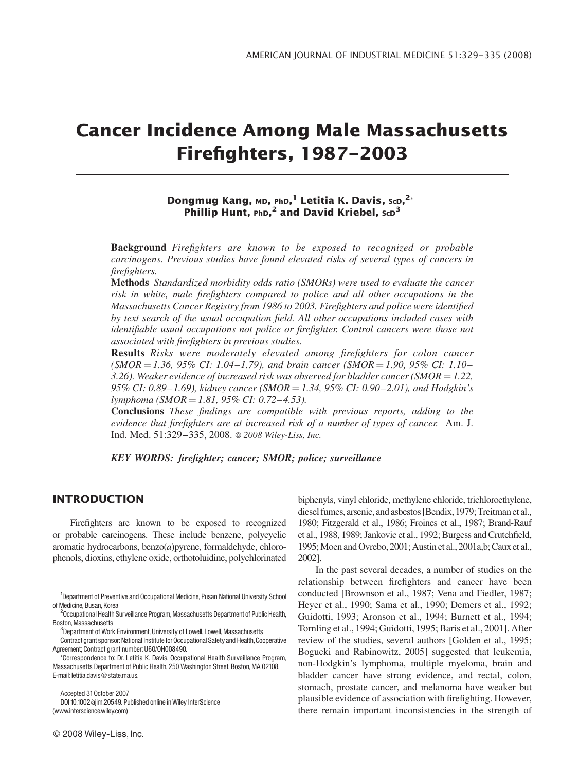# Cancer Incidence Among Male Massachusetts Firefighters, 1987–2003

**Dongmug Kang, MD, PhD,[1] Letitia K. Davis, ScD,[2]* Phillip Hunt, PhD,[2] and David Kriebel, ScD[3]**

**Background** *Firefighters are known to be exposed to recognized or probable carcinogens. Previous studies have found elevated risks of several types of cancers in firefighters.*

**Methods** *Standardized morbidity odds ratio (SMORs) were used to evaluate the cancer risk in white, male firefighters compared to police and all other occupations in the Massachusetts Cancer Registry from 1986 to 2003. Firefighters and police were identified by text search of the usual occupation field. All other occupations included cases with identifiable usual occupations not police or firefighter. Control cancers were those not associated with firefighters in previous studies.*

**Results** *Risks were moderately elevated among firefighters for colon cancer (SMOR = 1.36, 95% CI: 1.04–1.79), and brain cancer (SMOR = 1.90, 95% CI: 1.10–3.26). Weaker evidence of increased risk was observed for bladder cancer (SMOR = 1.22, 95% CI: 0.89–1.69), kidney cancer (SMOR = 1.34, 95% CI: 0.90–2.01), and Hodgkin's lymphoma (SMOR = 1.81, 95% CI: 0.72–4.53).*

**Conclusions** *These findings are compatible with previous reports, adding to the evidence that firefighters are at increased risk of a number of types of cancer.* Am. J. Ind. Med. 51:329–335, 2008. *© 2008 Wiley-Liss, Inc.*

***KEY WORDS: firefighter; cancer; SMOR; police; surveillance***

## INTRODUCTION

Firefighters are known to be exposed to recognized or probable carcinogens. These include benzene, polycyclic aromatic hydrocarbons, benzo(*a*)pyrene, formaldehyde, chlorophenols, dioxins, ethylene oxide, orthotoluidine, polychlorinated biphenyls, vinyl chloride, methylene chloride, trichloroethylene, diesel fumes, arsenic, and asbestos [Bendix, 1979; Treitman et al., 1980; Fitzgerald et al., 1986; Froines et al., 1987; Brand-Rauf et al., 1988, 1989; Jankovic et al., 1992; Burgess and Crutchfield, 1995; Moen and Ovrebo, 2001; Austin et al., 2001a,b; Caux et al., 2002].

In the past several decades, a number of studies on the relationship between firefighters and cancer have been conducted [Brownson et al., 1987; Vena and Fiedler, 1987; Heyer et al., 1990; Sama et al., 1990; Demers et al., 1992; Guidotti, 1993; Aronson et al., 1994; Burnett et al., 1994; Tornling et al., 1994; Guidotti, 1995; Baris et al., 2001]. After review of the studies, several authors [Golden et al., 1995; Bogucki and Rabinowitz, 2005] suggested that leukemia, non-Hodgkin's lymphoma, multiple myeloma, brain and bladder cancer have strong evidence, and rectal, colon, stomach, prostate cancer, and melanoma have weaker but plausible evidence of association with firefighting. However, there remain important inconsistencies in the strength of

---

[1] Department of Preventive and Occupational Medicine, Pusan National University School of Medicine, Busan, Korea

[2] Occupational Health Surveillance Program, Massachusetts Department of Public Health, Boston, Massachusetts

[3] Department of Work Environment, University of Lowell, Lowell, Massachusetts

Contract grant sponsor: National Institute for Occupational Safety and Health, Cooperative Agreement; Contract grant number: U60/OH008490.

*Correspondence to: Dr. Letitia K. Davis, Occupational Health Surveillance Program, Massachusetts Department of Public Health, 250 Washington Street, Boston, MA 02108. E-mail: letitia.davis@state.ma.us.

Accepted 31 October 2007

DOI 10.1002/ajim.20549. Published online in Wiley InterScience (www.interscience.wiley.com)

© 2008 Wiley-Liss, Inc.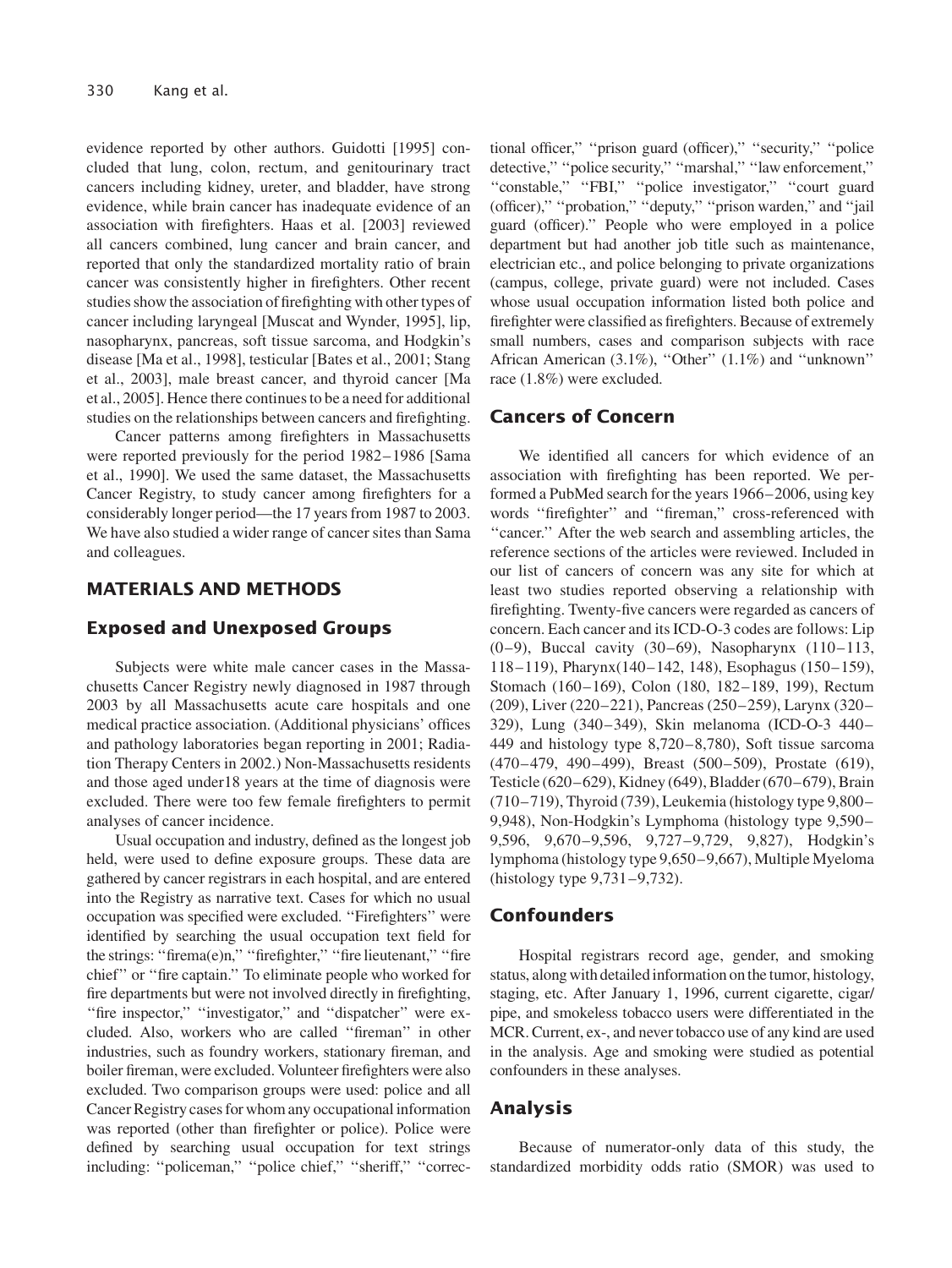evidence reported by other authors. Guidotti [1995] concluded that lung, colon, rectum, and genitourinary tract cancers including kidney, ureter, and bladder, have strong evidence, while brain cancer has inadequate evidence of an association with firefighters. Haas et al. [2003] reviewed all cancers combined, lung cancer and brain cancer, and reported that only the standardized mortality ratio of brain cancer was consistently higher in firefighters. Other recent studies show the association of firefighting with other types of cancer including laryngeal [Muscat and Wynder, 1995], lip, nasopharynx, pancreas, soft tissue sarcoma, and Hodgkin's disease [Ma et al., 1998], testicular [Bates et al., 2001; Stang et al., 2003], male breast cancer, and thyroid cancer [Ma et al., 2005]. Hence there continues to be a need for additional studies on the relationships between cancers and firefighting.

Cancer patterns among firefighters in Massachusetts were reported previously for the period 1982–1986 [Sama et al., 1990]. We used the same dataset, the Massachusetts Cancer Registry, to study cancer among firefighters for a considerably longer period—the 17 years from 1987 to 2003. We have also studied a wider range of cancer sites than Sama and colleagues.

## MATERIALS AND METHODS

### Exposed and Unexposed Groups

Subjects were white male cancer cases in the Massachusetts Cancer Registry newly diagnosed in 1987 through 2003 by all Massachusetts acute care hospitals and one medical practice association. (Additional physicians' offices and pathology laboratories began reporting in 2001; Radiation Therapy Centers in 2002.) Non-Massachusetts residents and those aged under18 years at the time of diagnosis were excluded. There were too few female firefighters to permit analyses of cancer incidence.

Usual occupation and industry, defined as the longest job held, were used to define exposure groups. These data are gathered by cancer registrars in each hospital, and are entered into the Registry as narrative text. Cases for which no usual occupation was specified were excluded. "Firefighters" were identified by searching the usual occupation text field for the strings: "firema(e)n," "firefighter," "fire lieutenant," "fire chief" or "fire captain." To eliminate people who worked for fire departments but were not involved directly in firefighting, "fire inspector," "investigator," and "dispatcher" were excluded. Also, workers who are called "fireman" in other industries, such as foundry workers, stationary fireman, and boiler fireman, were excluded. Volunteer firefighters were also excluded. Two comparison groups were used: police and all Cancer Registry cases for whom any occupational information was reported (other than firefighter or police). Police were defined by searching usual occupation for text strings including: "policeman," "police chief," "sheriff," "correctional officer," "prison guard (officer)," "security," "police detective," "police security," "marshal," "law enforcement," "constable," "FBI," "police investigator," "court guard (officer)," "probation," "deputy," "prison warden," and "jail guard (officer)." People who were employed in a police department but had another job title such as maintenance, electrician etc., and police belonging to private organizations (campus, college, private guard) were not included. Cases whose usual occupation information listed both police and firefighter were classified as firefighters. Because of extremely small numbers, cases and comparison subjects with race African American (3.1%), "Other" (1.1%) and "unknown" race (1.8%) were excluded.

### Cancers of Concern

We identified all cancers for which evidence of an association with firefighting has been reported. We performed a PubMed search for the years 1966–2006, using key words "firefighter" and "fireman," cross-referenced with "cancer." After the web search and assembling articles, the reference sections of the articles were reviewed. Included in our list of cancers of concern was any site for which at least two studies reported observing a relationship with firefighting. Twenty-five cancers were regarded as cancers of concern. Each cancer and its ICD-O-3 codes are follows: Lip (0–9), Buccal cavity (30–69), Nasopharynx (110–113, 118–119), Pharynx(140–142, 148), Esophagus (150–159), Stomach (160–169), Colon (180, 182–189, 199), Rectum (209), Liver (220–221), Pancreas (250–259), Larynx (320–329), Lung (340–349), Skin melanoma (ICD-O-3 440–449 and histology type 8,720–8,780), Soft tissue sarcoma (470–479, 490–499), Breast (500–509), Prostate (619), Testicle (620–629), Kidney (649), Bladder (670–679), Brain (710–719), Thyroid (739), Leukemia (histology type 9,800–9,948), Non-Hodgkin's Lymphoma (histology type 9,590–9,596, 9,670–9,596, 9,727–9,729, 9,827), Hodgkin's lymphoma (histology type 9,650–9,667), Multiple Myeloma (histology type 9,731–9,732).

### Confounders

Hospital registrars record age, gender, and smoking status, along with detailed information on the tumor, histology, staging, etc. After January 1, 1996, current cigarette, cigar/pipe, and smokeless tobacco users were differentiated in the MCR. Current, ex-, and never tobacco use of any kind are used in the analysis. Age and smoking were studied as potential confounders in these analyses.

### Analysis

Because of numerator-only data of this study, the standardized morbidity odds ratio (SMOR) was used to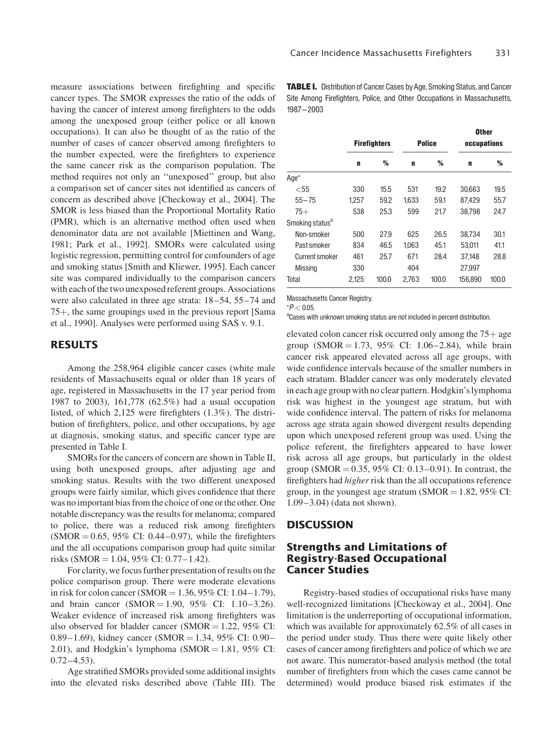measure associations between firefighting and specific cancer types. The SMOR expresses the ratio of the odds of having the cancer of interest among firefighters to the odds among the unexposed group (either police or all known occupations). It can also be thought of as the ratio of the number of cases of cancer observed among firefighters to the number expected, were the firefighters to experience the same cancer risk as the comparison population. The method requires not only an ''unexposed'' group, but also a comparison set of cancer sites not identified as cancers of concern as described above [Checkoway et al., 2004]. The SMOR is less biased than the Proportional Mortality Ratio (PMR), which is an alternative method often used when denominator data are not available [Miettinen and Wang, 1981; Park et al., 1992]. SMORs were calculated using logistic regression, permitting control for confounders of age and smoking status [Smith and Kliewer, 1995]. Each cancer site was compared individually to the comparison cancers with each of the two unexposed referent groups. Associations were also calculated in three age strata: 18–54, 55–74 and 75+, the same groupings used in the previous report [Sama et al., 1990]. Analyses were performed using SAS v. 9.1.

## RESULTS

Among the 258,964 eligible cancer cases (white male residents of Massachusetts equal or older than 18 years of age, registered in Massachusetts in the 17 year period from 1987 to 2003), 161,778 (62.5%) had a usual occupation listed, of which 2,125 were firefighters (1.3%). The distribution of firefighters, police, and other occupations, by age at diagnosis, smoking status, and specific cancer type are presented in Table I.

**TABLE I.** Distribution of Cancer Cases by Age, Smoking Status, and Cancer Site Among Firefighters, Police, and Other Occupations in Massachusetts, 1987–2003

| | Firefighters | | Police | | Other occupations | |
|---|---|---|---|---|---|---|
| | n | % | n | % | n | % |
| Age* | | | | | | |
| <55 | 330 | 15.5 | 531 | 19.2 | 30,663 | 19.5 |
| 55–75 | 1,257 | 59.2 | 1,633 | 59.1 | 87,429 | 55.7 |
| 75+ | 538 | 25.3 | 599 | 21.7 | 38,798 | 24.7 |
| Smoking status[a] | | | | | | |
| Non-smoker | 500 | 27.9 | 625 | 26.5 | 38,734 | 30.1 |
| Past smoker | 834 | 46.5 | 1,063 | 45.1 | 53,011 | 41.1 |
| Current smoker | 461 | 25.7 | 671 | 28.4 | 37,148 | 28.8 |
| Missing | 330 | | 404 | | 27,997 | |
| Total | 2,125 | 100.0 | 2,763 | 100.0 | 156,890 | 100.0 |

Massachusetts Cancer Registry.
*$P < 0.05$.
[a]Cases with unknown smoking status are not included in percent distribution.

SMORs for the cancers of concern are shown in Table II, using both unexposed groups, after adjusting age and smoking status. Results with the two different unexposed groups were fairly similar, which gives confidence that there was no important bias from the choice of one or the other. One notable discrepancy was the results for melanoma; compared to police, there was a reduced risk among firefighters (SMOR = 0.65, 95% CI: 0.44–0.97), while the firefighters and the all occupations comparison group had quite similar risks (SMOR = 1.04, 95% CI: 0.77–1.42).

For clarity, we focus further presentation of results on the police comparison group. There were moderate elevations in risk for colon cancer (SMOR = 1.36, 95% CI: 1.04–1.79), and brain cancer (SMOR = 1.90, 95% CI: 1.10–3.26). Weaker evidence of increased risk among firefighters was also observed for bladder cancer (SMOR = 1.22, 95% CI: 0.89–1.69), kidney cancer (SMOR = 1.34, 95% CI: 0.90–2.01), and Hodgkin's lymphoma (SMOR = 1.81, 95% CI: 0.72–4.53).

Age stratified SMORs provided some additional insights into the elevated risks described above (Table III). The elevated colon cancer risk occurred only among the 75+ age group (SMOR = 1.73, 95% CI: 1.06–2.84), while brain cancer risk appeared elevated across all age groups, with wide confidence intervals because of the smaller numbers in each stratum. Bladder cancer was only moderately elevated in each age group with no clear pattern. Hodgkin's lymphoma risk was highest in the youngest age stratum, but with wide confidence interval. The pattern of risks for melanoma across age strata again showed divergent results depending upon which unexposed referent group was used. Using the police referent, the firefighters appeared to have lower risk across all age groups, but particularly in the oldest group (SMOR = 0.35, 95% CI: 0.13–0.91). In contrast, the firefighters had *higher* risk than the all occupations reference group, in the youngest age stratum (SMOR = 1.82, 95% CI: 1.09–3.04) (data not shown).

## DISCUSSION

### Strengths and Limitations of Registry-Based Occupational Cancer Studies

Registry-based studies of occupational risks have many well-recognized limitations [Checkoway et al., 2004]. One limitation is the underreporting of occupational information, which was available for approximately 62.5% of all cases in the period under study. Thus there were quite likely other cases of cancer among firefighters and police of which we are not aware. This numerator-based analysis method (the total number of firefighters from which the cases came cannot be determined) would produce biased risk estimates if the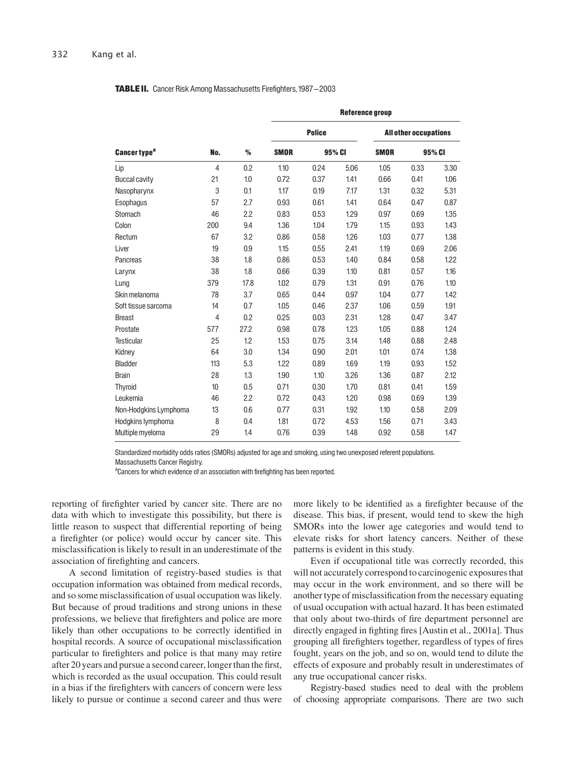**TABLE II.** Cancer Risk Among Massachusetts Firefighters, 1987–2003

| | | | Reference group | | | | | |
|---|---|---|---|---|---|---|---|---|
| | | | Police | | | All other occupations | | |
| Cancer type[a] | No. | % | SMOR | 95% CI | | SMOR | 95% CI | |
| Lip | 4 | 0.2 | 1.10 | 0.24 | 5.06 | 1.05 | 0.33 | 3.30 |
| Buccal cavity | 21 | 1.0 | 0.72 | 0.37 | 1.41 | 0.66 | 0.41 | 1.06 |
| Nasopharynx | 3 | 0.1 | 1.17 | 0.19 | 7.17 | 1.31 | 0.32 | 5.31 |
| Esophagus | 57 | 2.7 | 0.93 | 0.61 | 1.41 | 0.64 | 0.47 | 0.87 |
| Stomach | 46 | 2.2 | 0.83 | 0.53 | 1.29 | 0.97 | 0.69 | 1.35 |
| Colon | 200 | 9.4 | 1.36 | 1.04 | 1.79 | 1.15 | 0.93 | 1.43 |
| Rectum | 67 | 3.2 | 0.86 | 0.58 | 1.26 | 1.03 | 0.77 | 1.38 |
| Liver | 19 | 0.9 | 1.15 | 0.55 | 2.41 | 1.19 | 0.69 | 2.06 |
| Pancreas | 38 | 1.8 | 0.86 | 0.53 | 1.40 | 0.84 | 0.58 | 1.22 |
| Larynx | 38 | 1.8 | 0.66 | 0.39 | 1.10 | 0.81 | 0.57 | 1.16 |
| Lung | 379 | 17.8 | 1.02 | 0.79 | 1.31 | 0.91 | 0.76 | 1.10 |
| Skin melanoma | 78 | 3.7 | 0.65 | 0.44 | 0.97 | 1.04 | 0.77 | 1.42 |
| Soft tissue sarcoma | 14 | 0.7 | 1.05 | 0.46 | 2.37 | 1.06 | 0.59 | 1.91 |
| Breast | 4 | 0.2 | 0.25 | 0.03 | 2.31 | 1.28 | 0.47 | 3.47 |
| Prostate | 577 | 27.2 | 0.98 | 0.78 | 1.23 | 1.05 | 0.88 | 1.24 |
| Testicular | 25 | 1.2 | 1.53 | 0.75 | 3.14 | 1.48 | 0.88 | 2.48 |
| Kidney | 64 | 3.0 | 1.34 | 0.90 | 2.01 | 1.01 | 0.74 | 1.38 |
| Bladder | 113 | 5.3 | 1.22 | 0.89 | 1.69 | 1.19 | 0.93 | 1.52 |
| Brain | 28 | 1.3 | 1.90 | 1.10 | 3.26 | 1.36 | 0.87 | 2.12 |
| Thyroid | 10 | 0.5 | 0.71 | 0.30 | 1.70 | 0.81 | 0.41 | 1.59 |
| Leukemia | 46 | 2.2 | 0.72 | 0.43 | 1.20 | 0.98 | 0.69 | 1.39 |
| Non-Hodgkins Lymphoma | 13 | 0.6 | 0.77 | 0.31 | 1.92 | 1.10 | 0.58 | 2.09 |
| Hodgkins lymphoma | 8 | 0.4 | 1.81 | 0.72 | 4.53 | 1.56 | 0.71 | 3.43 |
| Multiple myeloma | 29 | 1.4 | 0.76 | 0.39 | 1.48 | 0.92 | 0.58 | 1.47 |

Standardized morbidity odds ratios (SMORs) adjusted for age and smoking, using two unexposed referent populations.
Massachusetts Cancer Registry.
[a]Cancers for which evidence of an association with firefighting has been reported.

reporting of firefighter varied by cancer site. There are no data with which to investigate this possibility, but there is little reason to suspect that differential reporting of being a firefighter (or police) would occur by cancer site. This misclassification is likely to result in an underestimate of the association of firefighting and cancers.

A second limitation of registry-based studies is that occupation information was obtained from medical records, and so some misclassification of usual occupation was likely. But because of proud traditions and strong unions in these professions, we believe that firefighters and police are more likely than other occupations to be correctly identified in hospital records. A source of occupational misclassification particular to firefighters and police is that many may retire after 20 years and pursue a second career, longer than the first, which is recorded as the usual occupation. This could result in a bias if the firefighters with cancers of concern were less likely to pursue or continue a second career and thus were more likely to be identified as a firefighter because of the disease. This bias, if present, would tend to skew the high SMORs into the lower age categories and would tend to elevate risks for short latency cancers. Neither of these patterns is evident in this study.

Even if occupational title was correctly recorded, this will not accurately correspond to carcinogenic exposures that may occur in the work environment, and so there will be another type of misclassification from the necessary equating of usual occupation with actual hazard. It has been estimated that only about two-thirds of fire department personnel are directly engaged in fighting fires [Austin et al., 2001a]. Thus grouping all firefighters together, regardless of types of fires fought, years on the job, and so on, would tend to dilute the effects of exposure and probably result in underestimates of any true occupational cancer risks.

Registry-based studies need to deal with the problem of choosing appropriate comparisons. There are two such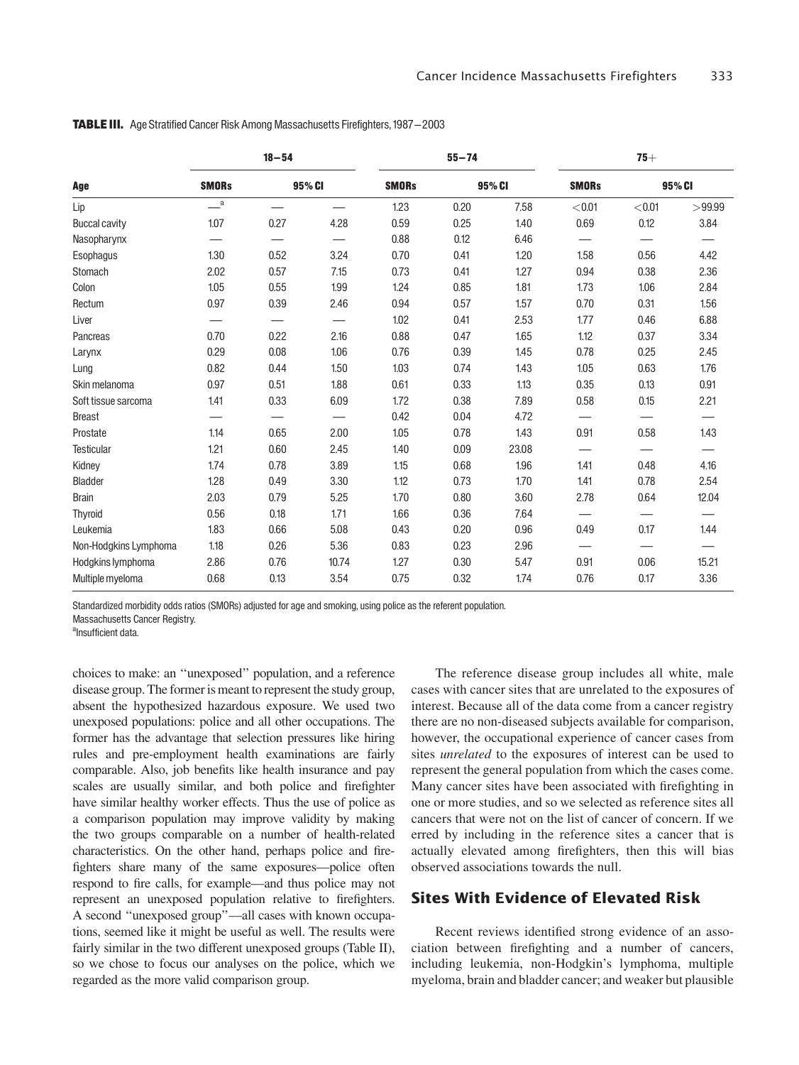**TABLE III.** Age Stratified Cancer Risk Among Massachusetts Firefighters, 1987–2003

| | 18–54 | | | 55–74 | | | 75+ | | |
|---|---|---|---|---|---|---|---|---|---|
| Age | SMORs | 95% CI | | SMORs | 95% CI | | SMORs | 95% CI | |
| Lip | —[a] | — | — | 1.23 | 0.20 | 7.58 | <0.01 | <0.01 | >99.99 |
| Buccal cavity | 1.07 | 0.27 | 4.28 | 0.59 | 0.25 | 1.40 | 0.69 | 0.12 | 3.84 |
| Nasopharynx | — | — | — | 0.88 | 0.12 | 6.46 | — | — | — |
| Esophagus | 1.30 | 0.52 | 3.24 | 0.70 | 0.41 | 1.20 | 1.58 | 0.56 | 4.42 |
| Stomach | 2.02 | 0.57 | 7.15 | 0.73 | 0.41 | 1.27 | 0.94 | 0.38 | 2.36 |
| Colon | 1.05 | 0.55 | 1.99 | 1.24 | 0.85 | 1.81 | 1.73 | 1.06 | 2.84 |
| Rectum | 0.97 | 0.39 | 2.46 | 0.94 | 0.57 | 1.57 | 0.70 | 0.31 | 1.56 |
| Liver | — | — | — | 1.02 | 0.41 | 2.53 | 1.77 | 0.46 | 6.88 |
| Pancreas | 0.70 | 0.22 | 2.16 | 0.88 | 0.47 | 1.65 | 1.12 | 0.37 | 3.34 |
| Larynx | 0.29 | 0.08 | 1.06 | 0.76 | 0.39 | 1.45 | 0.78 | 0.25 | 2.45 |
| Lung | 0.82 | 0.44 | 1.50 | 1.03 | 0.74 | 1.43 | 1.05 | 0.63 | 1.76 |
| Skin melanoma | 0.97 | 0.51 | 1.88 | 0.61 | 0.33 | 1.13 | 0.35 | 0.13 | 0.91 |
| Soft tissue sarcoma | 1.41 | 0.33 | 6.09 | 1.72 | 0.38 | 7.89 | 0.58 | 0.15 | 2.21 |
| Breast | — | — | — | 0.42 | 0.04 | 4.72 | — | — | — |
| Prostate | 1.14 | 0.65 | 2.00 | 1.05 | 0.78 | 1.43 | 0.91 | 0.58 | 1.43 |
| Testicular | 1.21 | 0.60 | 2.45 | 1.40 | 0.09 | 23.08 | — | — | — |
| Kidney | 1.74 | 0.78 | 3.89 | 1.15 | 0.68 | 1.96 | 1.41 | 0.48 | 4.16 |
| Bladder | 1.28 | 0.49 | 3.30 | 1.12 | 0.73 | 1.70 | 1.41 | 0.78 | 2.54 |
| Brain | 2.03 | 0.79 | 5.25 | 1.70 | 0.80 | 3.60 | 2.78 | 0.64 | 12.04 |
| Thyroid | 0.56 | 0.18 | 1.71 | 1.66 | 0.36 | 7.64 | — | — | — |
| Leukemia | 1.83 | 0.66 | 5.08 | 0.43 | 0.20 | 0.96 | 0.49 | 0.17 | 1.44 |
| Non-Hodgkins Lymphoma | 1.18 | 0.26 | 5.36 | 0.83 | 0.23 | 2.96 | — | — | — |
| Hodgkins lymphoma | 2.86 | 0.76 | 10.74 | 1.27 | 0.30 | 5.47 | 0.91 | 0.06 | 15.21 |
| Multiple myeloma | 0.68 | 0.13 | 3.54 | 0.75 | 0.32 | 1.74 | 0.76 | 0.17 | 3.36 |

Standardized morbidity odds ratios (SMORs) adjusted for age and smoking, using police as the referent population.
Massachusetts Cancer Registry.
[a]Insufficient data.

choices to make: an ''unexposed'' population, and a reference disease group. The former is meant to represent the study group, absent the hypothesized hazardous exposure. We used two unexposed populations: police and all other occupations. The former has the advantage that selection pressures like hiring rules and pre-employment health examinations are fairly comparable. Also, job benefits like health insurance and pay scales are usually similar, and both police and firefighter have similar healthy worker effects. Thus the use of police as a comparison population may improve validity by making the two groups comparable on a number of health-related characteristics. On the other hand, perhaps police and firefighters share many of the same exposures—police often respond to fire calls, for example—and thus police may not represent an unexposed population relative to firefighters. A second ''unexposed group''—all cases with known occupations, seemed like it might be useful as well. The results were fairly similar in the two different unexposed groups (Table II), so we chose to focus our analyses on the police, which we regarded as the more valid comparison group.

The reference disease group includes all white, male cases with cancer sites that are unrelated to the exposures of interest. Because all of the data come from a cancer registry there are no non-diseased subjects available for comparison, however, the occupational experience of cancer cases from sites *unrelated* to the exposures of interest can be used to represent the general population from which the cases come. Many cancer sites have been associated with firefighting in one or more studies, and so we selected as reference sites all cancers that were not on the list of cancer of concern. If we erred by including in the reference sites a cancer that is actually elevated among firefighters, then this will bias observed associations towards the null.

## Sites With Evidence of Elevated Risk

Recent reviews identified strong evidence of an association between firefighting and a number of cancers, including leukemia, non-Hodgkin's lymphoma, multiple myeloma, brain and bladder cancer; and weaker but plausible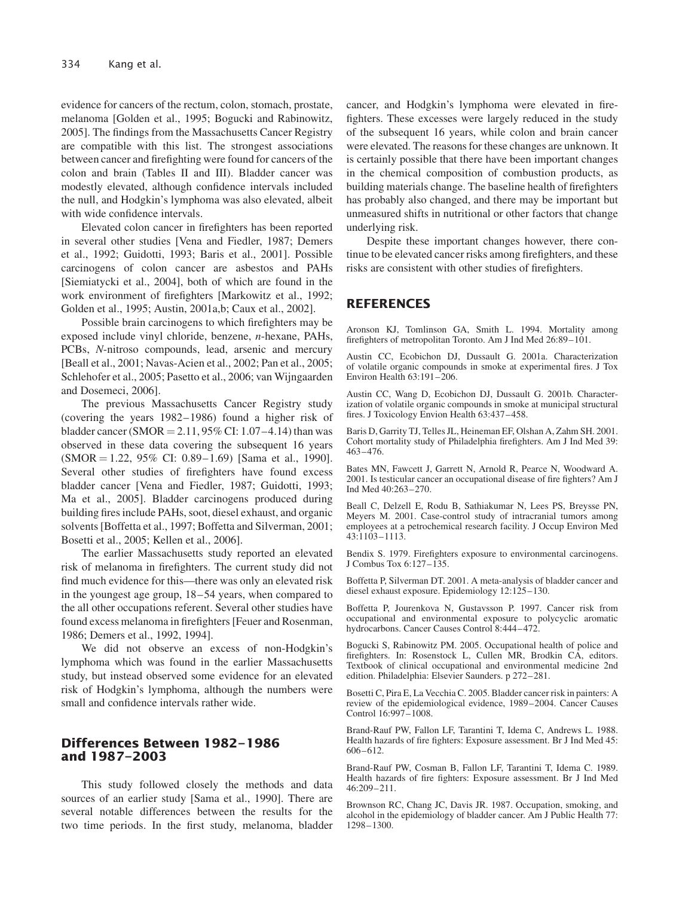evidence for cancers of the rectum, colon, stomach, prostate, melanoma [Golden et al., 1995; Bogucki and Rabinowitz, 2005]. The findings from the Massachusetts Cancer Registry are compatible with this list. The strongest associations between cancer and firefighting were found for cancers of the colon and brain (Tables II and III). Bladder cancer was modestly elevated, although confidence intervals included the null, and Hodgkin's lymphoma was also elevated, albeit with wide confidence intervals.

Elevated colon cancer in firefighters has been reported in several other studies [Vena and Fiedler, 1987; Demers et al., 1992; Guidotti, 1993; Baris et al., 2001]. Possible carcinogens of colon cancer are asbestos and PAHs [Siemiatycki et al., 2004], both of which are found in the work environment of firefighters [Markowitz et al., 1992; Golden et al., 1995; Austin, 2001a,b; Caux et al., 2002].

Possible brain carcinogens to which firefighters may be exposed include vinyl chloride, benzene, *n*-hexane, PAHs, PCBs, *N*-nitroso compounds, lead, arsenic and mercury [Beall et al., 2001; Navas-Acien et al., 2002; Pan et al., 2005; Schlehofer et al., 2005; Pasetto et al., 2006; van Wijngaarden and Dosemeci, 2006].

The previous Massachusetts Cancer Registry study (covering the years 1982–1986) found a higher risk of bladder cancer (SMOR = 2.11, 95% CI: 1.07–4.14) than was observed in these data covering the subsequent 16 years (SMOR = 1.22, 95% CI: 0.89–1.69) [Sama et al., 1990]. Several other studies of firefighters have found excess bladder cancer [Vena and Fiedler, 1987; Guidotti, 1993; Ma et al., 2005]. Bladder carcinogens produced during building fires include PAHs, soot, diesel exhaust, and organic solvents [Boffetta et al., 1997; Boffetta and Silverman, 2001; Bosetti et al., 2005; Kellen et al., 2006].

The earlier Massachusetts study reported an elevated risk of melanoma in firefighters. The current study did not find much evidence for this—there was only an elevated risk in the youngest age group, 18–54 years, when compared to the all other occupations referent. Several other studies have found excess melanoma in firefighters [Feuer and Rosenman, 1986; Demers et al., 1992, 1994].

We did not observe an excess of non-Hodgkin's lymphoma which was found in the earlier Massachusetts study, but instead observed some evidence for an elevated risk of Hodgkin's lymphoma, although the numbers were small and confidence intervals rather wide.

## Differences Between 1982–1986 and 1987–2003

This study followed closely the methods and data sources of an earlier study [Sama et al., 1990]. There are several notable differences between the results for the two time periods. In the first study, melanoma, bladder cancer, and Hodgkin's lymphoma were elevated in firefighters. These excesses were largely reduced in the study of the subsequent 16 years, while colon and brain cancer were elevated. The reasons for these changes are unknown. It is certainly possible that there have been important changes in the chemical composition of combustion products, as building materials change. The baseline health of firefighters has probably also changed, and there may be important but unmeasured shifts in nutritional or other factors that change underlying risk.

Despite these important changes however, there continue to be elevated cancer risks among firefighters, and these risks are consistent with other studies of firefighters.

## REFERENCES

Aronson KJ, Tomlinson GA, Smith L. 1994. Mortality among firefighters of metropolitan Toronto. Am J Ind Med 26:89–101.

Austin CC, Ecobichon DJ, Dussault G. 2001a. Characterization of volatile organic compounds in smoke at experimental fires. J Tox Environ Health 63:191–206.

Austin CC, Wang D, Ecobichon DJ, Dussault G. 2001b. Characterization of volatile organic compounds in smoke at municipal structural fires. J Toxicology Envion Health 63:437–458.

Baris D, Garrity TJ, Telles JL, Heineman EF, Olshan A, Zahm SH. 2001. Cohort mortality study of Philadelphia firefighters. Am J Ind Med 39: 463–476.

Bates MN, Fawcett J, Garrett N, Arnold R, Pearce N, Woodward A. 2001. Is testicular cancer an occupational disease of fire fighters? Am J Ind Med 40:263–270.

Beall C, Delzell E, Rodu B, Sathiakumar N, Lees PS, Breysse PN, Meyers M. 2001. Case-control study of intracranial tumors among employees at a petrochemical research facility. J Occup Environ Med 43:1103–1113.

Bendix S. 1979. Firefighters exposure to environmental carcinogens. J Combus Tox 6:127–135.

Boffetta P, Silverman DT. 2001. A meta-analysis of bladder cancer and diesel exhaust exposure. Epidemiology 12:125–130.

Boffetta P, Jourenkova N, Gustavsson P. 1997. Cancer risk from occupational and environmental exposure to polycyclic aromatic hydrocarbons. Cancer Causes Control 8:444–472.

Bogucki S, Rabinowitz PM. 2005. Occupational health of police and firefighters. In: Rosenstock L, Cullen MR, Brodkin CA, editors. Textbook of clinical occupational and environmental medicine 2nd edition. Philadelphia: Elsevier Saunders. p 272–281.

Bosetti C, Pira E, La Vecchia C. 2005. Bladder cancer risk in painters: A review of the epidemiological evidence, 1989–2004. Cancer Causes Control 16:997–1008.

Brand-Rauf PW, Fallon LF, Tarantini T, Idema C, Andrews L. 1988. Health hazards of fire fighters: Exposure assessment. Br J Ind Med 45: 606–612.

Brand-Rauf PW, Cosman B, Fallon LF, Tarantini T, Idema C. 1989. Health hazards of fire fighters: Exposure assessment. Br J Ind Med 46:209–211.

Brownson RC, Chang JC, Davis JR. 1987. Occupation, smoking, and alcohol in the epidemiology of bladder cancer. Am J Public Health 77: 1298–1300.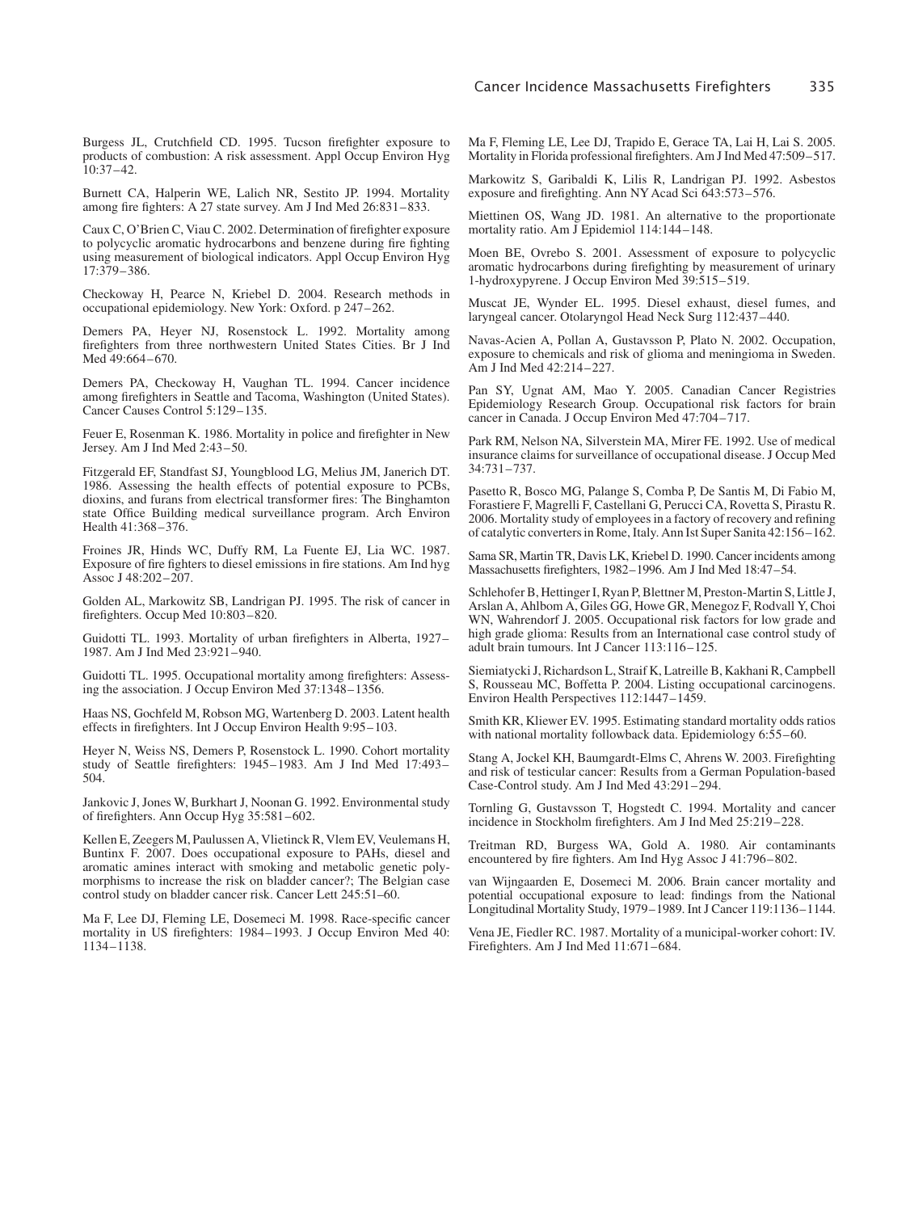Burgess JL, Crutchfield CD. 1995. Tucson firefighter exposure to products of combustion: A risk assessment. Appl Occup Environ Hyg 10:37–42.

Burnett CA, Halperin WE, Lalich NR, Sestito JP. 1994. Mortality among fire fighters: A 27 state survey. Am J Ind Med 26:831–833.

Caux C, O'Brien C, Viau C. 2002. Determination of firefighter exposure to polycyclic aromatic hydrocarbons and benzene during fire fighting using measurement of biological indicators. Appl Occup Environ Hyg 17:379–386.

Checkoway H, Pearce N, Kriebel D. 2004. Research methods in occupational epidemiology. New York: Oxford. p 247–262.

Demers PA, Heyer NJ, Rosenstock L. 1992. Mortality among firefighters from three northwestern United States Cities. Br J Ind Med 49:664–670.

Demers PA, Checkoway H, Vaughan TL. 1994. Cancer incidence among firefighters in Seattle and Tacoma, Washington (United States). Cancer Causes Control 5:129–135.

Feuer E, Rosenman K. 1986. Mortality in police and firefighter in New Jersey. Am J Ind Med 2:43–50.

Fitzgerald EF, Standfast SJ, Youngblood LG, Melius JM, Janerich DT. 1986. Assessing the health effects of potential exposure to PCBs, dioxins, and furans from electrical transformer fires: The Binghamton state Office Building medical surveillance program. Arch Environ Health 41:368–376.

Froines JR, Hinds WC, Duffy RM, La Fuente EJ, Lia WC. 1987. Exposure of fire fighters to diesel emissions in fire stations. Am Ind hyg Assoc J 48:202–207.

Golden AL, Markowitz SB, Landrigan PJ. 1995. The risk of cancer in firefighters. Occup Med 10:803–820.

Guidotti TL. 1993. Mortality of urban firefighters in Alberta, 1927–1987. Am J Ind Med 23:921–940.

Guidotti TL. 1995. Occupational mortality among firefighters: Assessing the association. J Occup Environ Med 37:1348–1356.

Haas NS, Gochfeld M, Robson MG, Wartenberg D. 2003. Latent health effects in firefighters. Int J Occup Environ Health 9:95–103.

Heyer N, Weiss NS, Demers P, Rosenstock L. 1990. Cohort mortality study of Seattle firefighters: 1945–1983. Am J Ind Med 17:493–504.

Jankovic J, Jones W, Burkhart J, Noonan G. 1992. Environmental study of firefighters. Ann Occup Hyg 35:581–602.

Kellen E, Zeegers M, Paulussen A, Vlietinck R, Vlem EV, Veulemans H, Buntinx F. 2007. Does occupational exposure to PAHs, diesel and aromatic amines interact with smoking and metabolic genetic polymorphisms to increase the risk on bladder cancer?; The Belgian case control study on bladder cancer risk. Cancer Lett 245:51–60.

Ma F, Lee DJ, Fleming LE, Dosemeci M. 1998. Race-specific cancer mortality in US firefighters: 1984–1993. J Occup Environ Med 40: 1134–1138.

Ma F, Fleming LE, Lee DJ, Trapido E, Gerace TA, Lai H, Lai S. 2005. Mortality in Florida professional firefighters. Am J Ind Med 47:509–517.

Markowitz S, Garibaldi K, Lilis R, Landrigan PJ. 1992. Asbestos exposure and firefighting. Ann NY Acad Sci 643:573–576.

Miettinen OS, Wang JD. 1981. An alternative to the proportionate mortality ratio. Am J Epidemiol 114:144–148.

Moen BE, Ovrebo S. 2001. Assessment of exposure to polycyclic aromatic hydrocarbons during firefighting by measurement of urinary 1-hydroxypyrene. J Occup Environ Med 39:515–519.

Muscat JE, Wynder EL. 1995. Diesel exhaust, diesel fumes, and laryngeal cancer. Otolaryngol Head Neck Surg 112:437–440.

Navas-Acien A, Pollan A, Gustavsson P, Plato N. 2002. Occupation, exposure to chemicals and risk of glioma and meningioma in Sweden. Am J Ind Med 42:214–227.

Pan SY, Ugnat AM, Mao Y. 2005. Canadian Cancer Registries Epidemiology Research Group. Occupational risk factors for brain cancer in Canada. J Occup Environ Med 47:704–717.

Park RM, Nelson NA, Silverstein MA, Mirer FE. 1992. Use of medical insurance claims for surveillance of occupational disease. J Occup Med 34:731–737.

Pasetto R, Bosco MG, Palange S, Comba P, De Santis M, Di Fabio M, Forastiere F, Magrelli F, Castellani G, Perucci CA, Rovetta S, Pirastu R. 2006. Mortality study of employees in a factory of recovery and refining of catalytic converters in Rome, Italy. Ann Ist Super Sanita 42:156–162.

Sama SR, Martin TR, Davis LK, Kriebel D. 1990. Cancer incidents among Massachusetts firefighters, 1982–1996. Am J Ind Med 18:47–54.

Schlehofer B, Hettinger I, Ryan P, Blettner M, Preston-Martin S, Little J, Arslan A, Ahlbom A, Giles GG, Howe GR, Menegoz F, Rodvall Y, Choi WN, Wahrendorf J. 2005. Occupational risk factors for low grade and high grade glioma: Results from an International case control study of adult brain tumours. Int J Cancer 113:116–125.

Siemiatycki J, Richardson L, Straif K, Latreille B, Kakhani R, Campbell S, Rousseau MC, Boffetta P. 2004. Listing occupational carcinogens. Environ Health Perspectives 112:1447–1459.

Smith KR, Kliewer EV. 1995. Estimating standard mortality odds ratios with national mortality followback data. Epidemiology 6:55–60.

Stang A, Jockel KH, Baumgardt-Elms C, Ahrens W. 2003. Firefighting and risk of testicular cancer: Results from a German Population-based Case-Control study. Am J Ind Med 43:291–294.

Tornling G, Gustavsson T, Hogstedt C. 1994. Mortality and cancer incidence in Stockholm firefighters. Am J Ind Med 25:219–228.

Treitman RD, Burgess WA, Gold A. 1980. Air contaminants encountered by fire fighters. Am Ind Hyg Assoc J 41:796–802.

van Wijngaarden E, Dosemeci M. 2006. Brain cancer mortality and potential occupational exposure to lead: findings from the National Longitudinal Mortality Study, 1979–1989. Int J Cancer 119:1136–1144.

Vena JE, Fiedler RC. 1987. Mortality of a municipal-worker cohort: IV. Firefighters. Am J Ind Med 11:671–684.